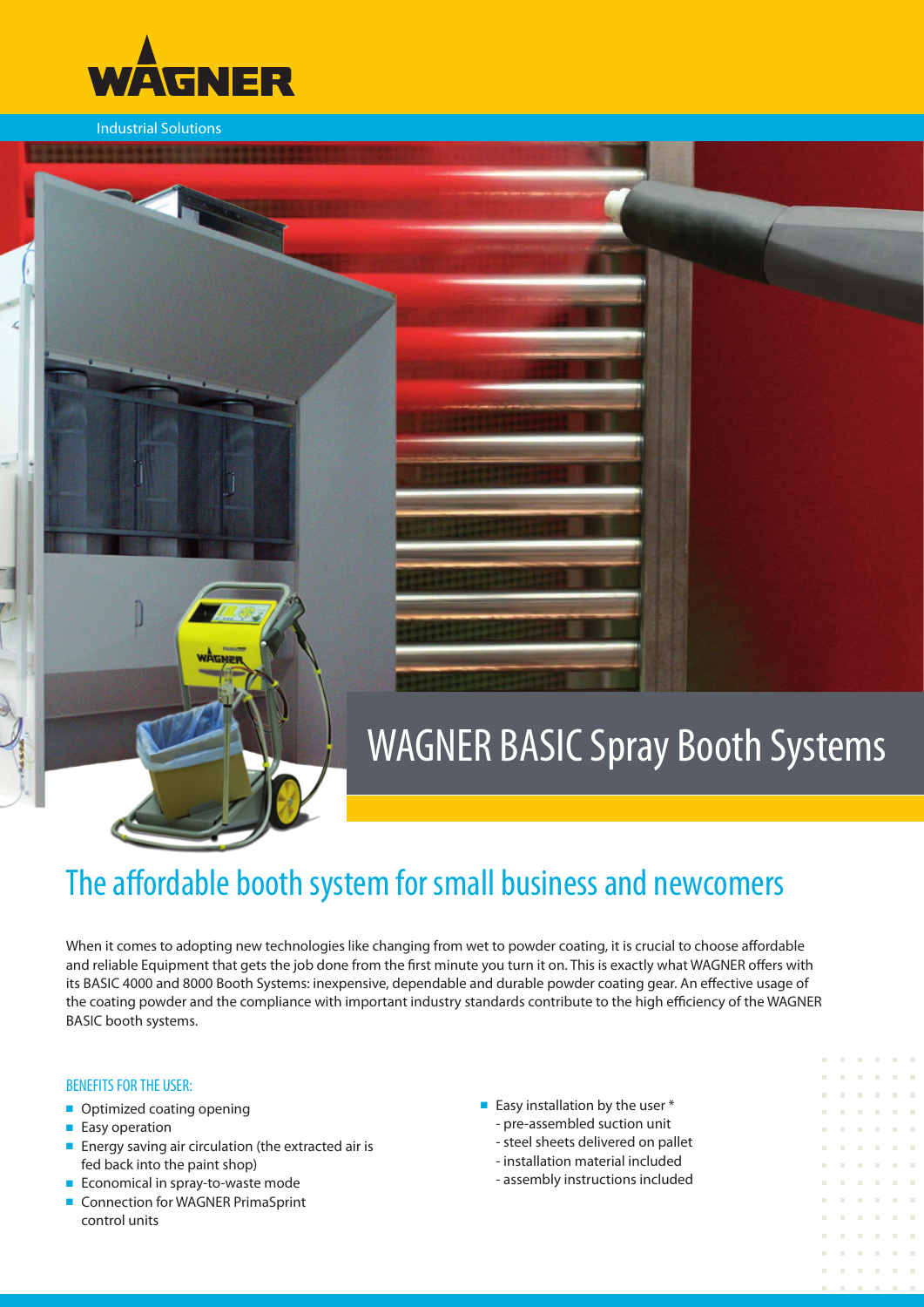WAGNER

Industrial Solutions

# WAGNER BASIC Spray Booth Systems

## The affordable booth system for small business and newcomers

When it comes to adopting new technologies like changing from wet to powder coating, it is crucial to choose affordable and reliable Equipment that gets the job done from the first minute you turn it on. This is exactly what WAGNER offers with its BASIC 4000 and 8000 Booth Systems: inexpensive, dependable and durable powder coating gear. An effective usage of the coating powder and the compliance with important industry standards contribute to the high efficiency of the WAGNER BASIC booth systems.

### BENEFITS FOR THE USER:

- Optimized coating opening
- Easy operation
- Energy saving air circulation (the extracted air is fed back into the paint shop)
- Economical in spray-to-waste mode
- Connection for WAGNER PrimaSprint control units
- Easy installation by the user *
  - pre-assembled suction unit
  - steel sheets delivered on pallet
  - installation material included
  - assembly instructions included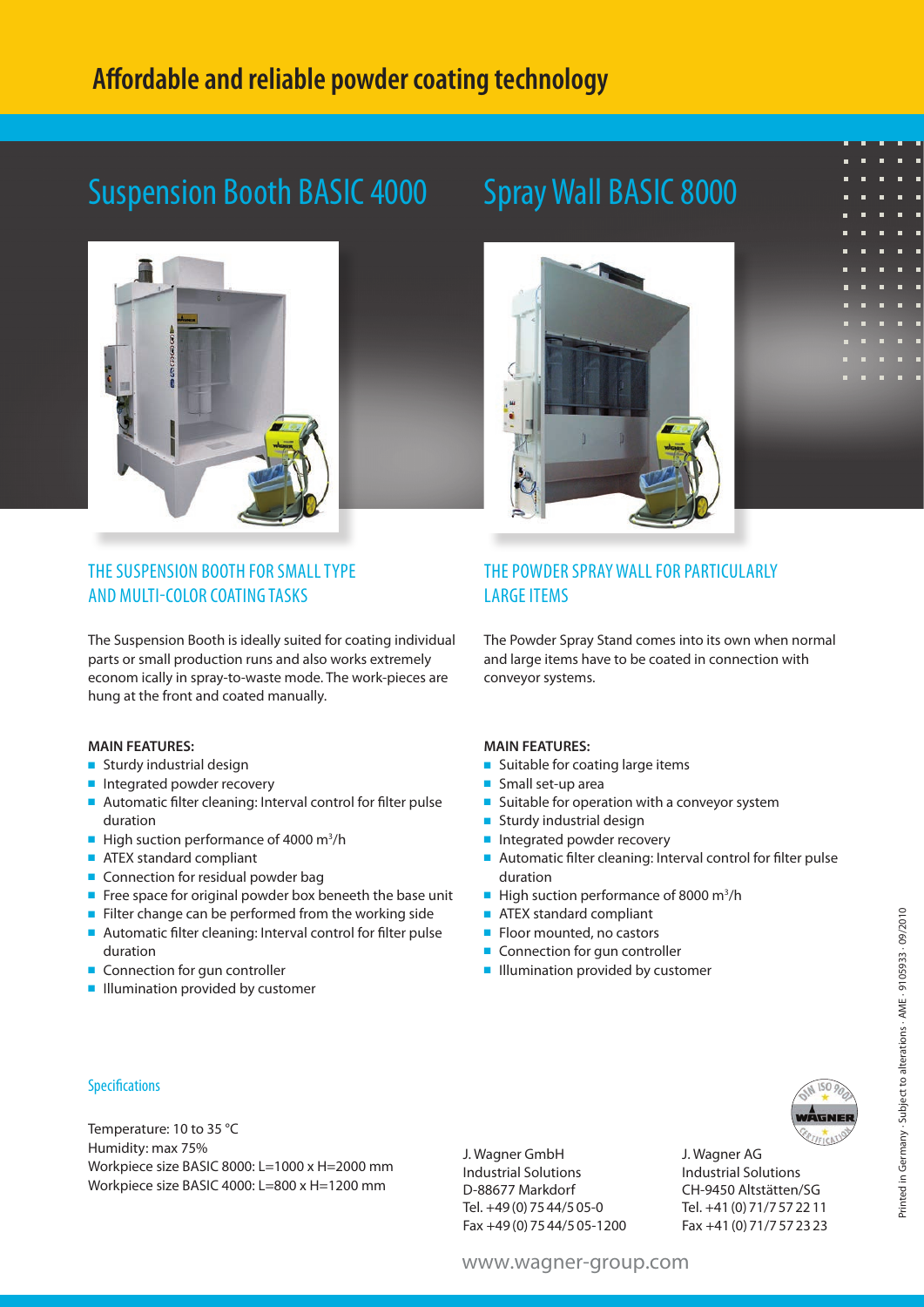# Affordable and reliable powder coating technology

## Suspension Booth BASIC 4000

### THE SUSPENSION BOOTH FOR SMALL TYPE AND MULTI-COLOR COATING TASKS

The Suspension Booth is ideally suited for coating individual parts or small production runs and also works extremely econom ically in spray-to-waste mode. The work-pieces are hung at the front and coated manually.

**MAIN FEATURES:**

- Sturdy industrial design
- Integrated powder recovery
- Automatic filter cleaning: Interval control for filter pulse duration
- High suction performance of 4000 m³/h
- ATEX standard compliant
- Connection for residual powder bag
- Free space for original powder box beneath the base unit
- Filter change can be performed from the working side
- Automatic filter cleaning: Interval control for filter pulse duration
- Connection for gun controller
- Illumination provided by customer

## Spray Wall BASIC 8000

### THE POWDER SPRAY WALL FOR PARTICULARLY LARGE ITEMS

The Powder Spray Stand comes into its own when normal and large items have to be coated in connection with conveyor systems.

**MAIN FEATURES:**

- Suitable for coating large items
- Small set-up area
- Suitable for operation with a conveyor system
- Sturdy industrial design
- Integrated powder recovery
- Automatic filter cleaning: Interval control for filter pulse duration
- High suction performance of 8000 m³/h
- ATEX standard compliant
- Floor mounted, no castors
- Connection for gun controller
- Illumination provided by customer

### Specifications

Temperature: 10 to 35 °C
Humidity: max 75%
Workpiece size BASIC 8000: L=1000 x H=2000 mm
Workpiece size BASIC 4000: L=800 x H=1200 mm

J. Wagner GmbH
Industrial Solutions
D-88677 Markdorf
Tel. +49 (0) 75 44/5 05-0
Fax +49 (0) 75 44/5 05-1200

J. Wagner AG
Industrial Solutions
CH-9450 Altstätten/SG
Tel. +41 (0) 71/7 57 22 11
Fax +41 (0) 71/7 57 23 23

www.wagner-group.com

Printed in Germany · Subject to alterations · AME · 9105933 · 09/2010